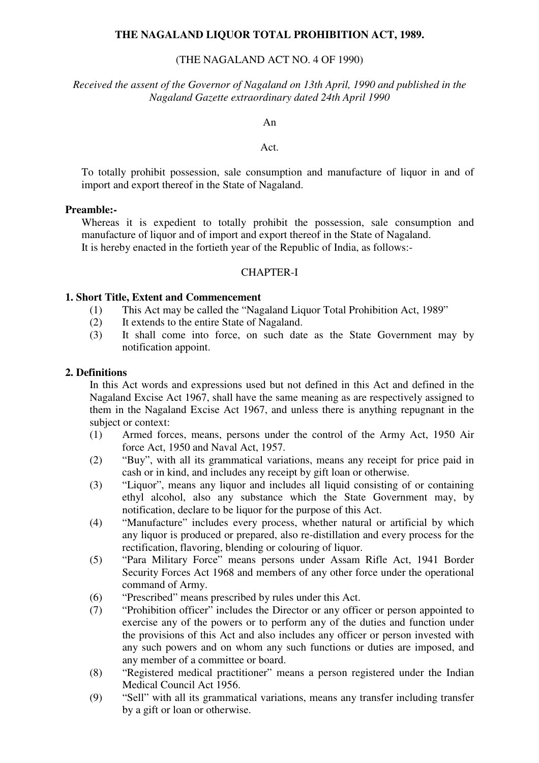# THE NAGALAND LIQUOR TOTAL PROHIBITION ACT, 1989.

(THE NAGALAND ACT NO. 4 OF 1990)

*Received the assent of the Governor of Nagaland on 13th April, 1990 and published in the Nagaland Gazette extraordinary dated 24th April 1990*

An

Act.

To totally prohibit possession, sale consumption and manufacture of liquor in and of import and export thereof in the State of Nagaland.

**Preamble:-**

Whereas it is expedient to totally prohibit the possession, sale consumption and manufacture of liquor and of import and export thereof in the State of Nagaland.
It is hereby enacted in the fortieth year of the Republic of India, as follows:-

## CHAPTER-I

### 1. Short Title, Extent and Commencement

(1) This Act may be called the "Nagaland Liquor Total Prohibition Act, 1989"

(2) It extends to the entire State of Nagaland.

(3) It shall come into force, on such date as the State Government may by notification appoint.

### 2. Definitions

In this Act words and expressions used but not defined in this Act and defined in the Nagaland Excise Act 1967, shall have the same meaning as are respectively assigned to them in the Nagaland Excise Act 1967, and unless there is anything repugnant in the subject or context:

(1) Armed forces, means, persons under the control of the Army Act, 1950 Air force Act, 1950 and Naval Act, 1957.

(2) "Buy", with all its grammatical variations, means any receipt for price paid in cash or in kind, and includes any receipt by gift loan or otherwise.

(3) "Liquor", means any liquor and includes all liquid consisting of or containing ethyl alcohol, also any substance which the State Government may, by notification, declare to be liquor for the purpose of this Act.

(4) "Manufacture" includes every process, whether natural or artificial by which any liquor is produced or prepared, also re-distillation and every process for the rectification, flavoring, blending or colouring of liquor.

(5) "Para Military Force" means persons under Assam Rifle Act, 1941 Border Security Forces Act 1968 and members of any other force under the operational command of Army.

(6) "Prescribed" means prescribed by rules under this Act.

(7) "Prohibition officer" includes the Director or any officer or person appointed to exercise any of the powers or to perform any of the duties and function under the provisions of this Act and also includes any officer or person invested with any such powers and on whom any such functions or duties are imposed, and any member of a committee or board.

(8) "Registered medical practitioner" means a person registered under the Indian Medical Council Act 1956.

(9) "Sell" with all its grammatical variations, means any transfer including transfer by a gift or loan or otherwise.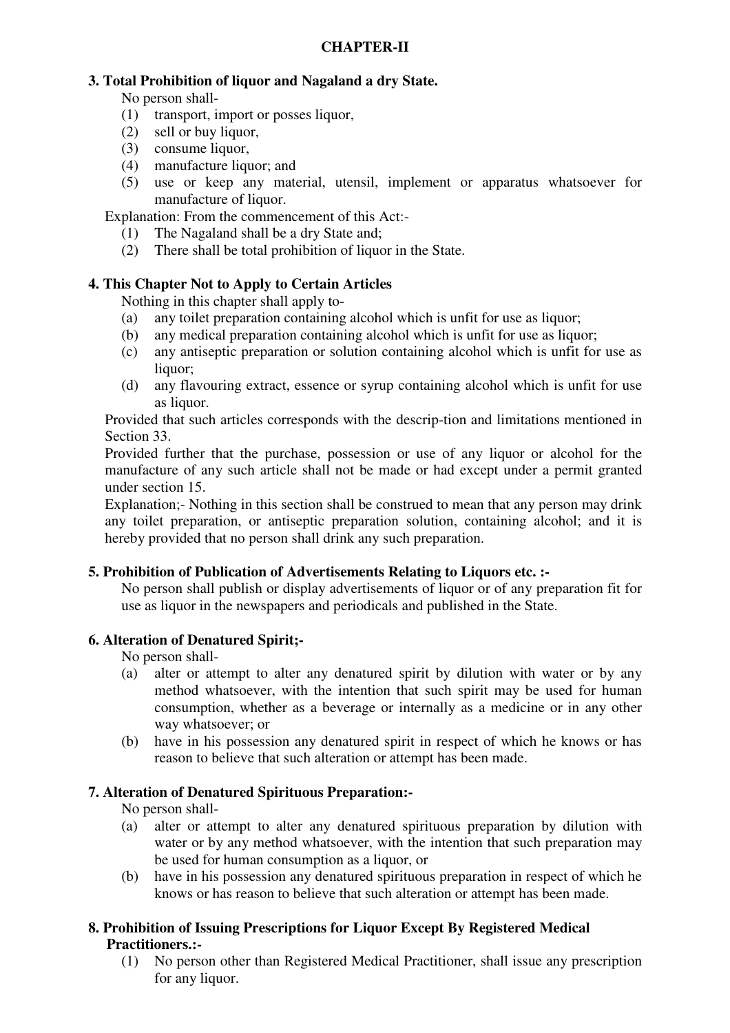## CHAPTER-II

### 3. Total Prohibition of liquor and Nagaland a dry State.

No person shall-

(1) transport, import or posses liquor,
(2) sell or buy liquor,
(3) consume liquor,
(4) manufacture liquor; and
(5) use or keep any material, utensil, implement or apparatus whatsoever for manufacture of liquor.

Explanation: From the commencement of this Act:-

(1) The Nagaland shall be a dry State and;
(2) There shall be total prohibition of liquor in the State.

### 4. This Chapter Not to Apply to Certain Articles

Nothing in this chapter shall apply to-

(a) any toilet preparation containing alcohol which is unfit for use as liquor;
(b) any medical preparation containing alcohol which is unfit for use as liquor;
(c) any antiseptic preparation or solution containing alcohol which is unfit for use as liquor;
(d) any flavouring extract, essence or syrup containing alcohol which is unfit for use as liquor.

Provided that such articles corresponds with the descrip-tion and limitations mentioned in Section 33.

Provided further that the purchase, possession or use of any liquor or alcohol for the manufacture of any such article shall not be made or had except under a permit granted under section 15.

Explanation;- Nothing in this section shall be construed to mean that any person may drink any toilet preparation, or antiseptic preparation solution, containing alcohol; and it is hereby provided that no person shall drink any such preparation.

### 5. Prohibition of Publication of Advertisements Relating to Liquors etc. :-

No person shall publish or display advertisements of liquor or of any preparation fit for use as liquor in the newspapers and periodicals and published in the State.

### 6. Alteration of Denatured Spirit;-

No person shall-

(a) alter or attempt to alter any denatured spirit by dilution with water or by any method whatsoever, with the intention that such spirit may be used for human consumption, whether as a beverage or internally as a medicine or in any other way whatsoever; or
(b) have in his possession any denatured spirit in respect of which he knows or has reason to believe that such alteration or attempt has been made.

### 7. Alteration of Denatured Spirituous Preparation:-

No person shall-

(a) alter or attempt to alter any denatured spirituous preparation by dilution with water or by any method whatsoever, with the intention that such preparation may be used for human consumption as a liquor, or
(b) have in his possession any denatured spirituous preparation in respect of which he knows or has reason to believe that such alteration or attempt has been made.

### 8. Prohibition of Issuing Prescriptions for Liquor Except By Registered Medical Practitioners.:-

(1) No person other than Registered Medical Practitioner, shall issue any prescription for any liquor.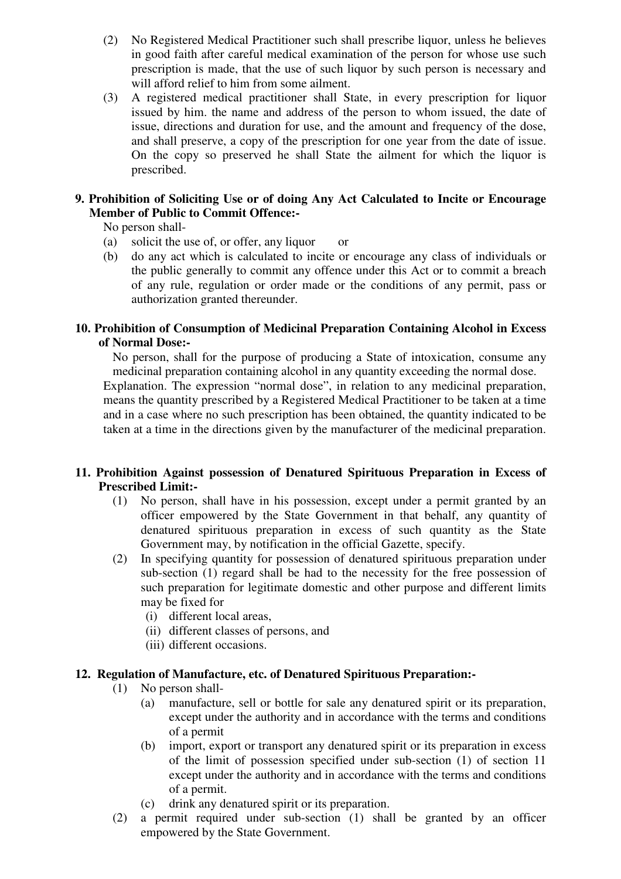(2) No Registered Medical Practitioner such shall prescribe liquor, unless he believes in good faith after careful medical examination of the person for whose use such prescription is made, that the use of such liquor by such person is necessary and will afford relief to him from some ailment.

(3) A registered medical practitioner shall State, in every prescription for liquor issued by him. the name and address of the person to whom issued, the date of issue, directions and duration for use, and the amount and frequency of the dose, and shall preserve, a copy of the prescription for one year from the date of issue. On the copy so preserved he shall State the ailment for which the liquor is prescribed.

**9. Prohibition of Soliciting Use or of doing Any Act Calculated to Incite or Encourage Member of Public to Commit Offence:-**

No person shall-

(a) solicit the use of, or offer, any liquor or

(b) do any act which is calculated to incite or encourage any class of individuals or the public generally to commit any offence under this Act or to commit a breach of any rule, regulation or order made or the conditions of any permit, pass or authorization granted thereunder.

**10. Prohibition of Consumption of Medicinal Preparation Containing Alcohol in Excess of Normal Dose:-**

No person, shall for the purpose of producing a State of intoxication, consume any medicinal preparation containing alcohol in any quantity exceeding the normal dose.

Explanation. The expression "normal dose", in relation to any medicinal preparation, means the quantity prescribed by a Registered Medical Practitioner to be taken at a time and in a case where no such prescription has been obtained, the quantity indicated to be taken at a time in the directions given by the manufacturer of the medicinal preparation.

**11. Prohibition Against possession of Denatured Spirituous Preparation in Excess of Prescribed Limit:-**

(1) No person, shall have in his possession, except under a permit granted by an officer empowered by the State Government in that behalf, any quantity of denatured spirituous preparation in excess of such quantity as the State Government may, by notification in the official Gazette, specify.

(2) In specifying quantity for possession of denatured spirituous preparation under sub-section (1) regard shall be had to the necessity for the free possession of such preparation for legitimate domestic and other purpose and different limits may be fixed for

(i) different local areas,

(ii) different classes of persons, and

(iii) different occasions.

**12. Regulation of Manufacture, etc. of Denatured Spirituous Preparation:-**

(1) No person shall-

(a) manufacture, sell or bottle for sale any denatured spirit or its preparation, except under the authority and in accordance with the terms and conditions of a permit

(b) import, export or transport any denatured spirit or its preparation in excess of the limit of possession specified under sub-section (1) of section 11 except under the authority and in accordance with the terms and conditions of a permit.

(c) drink any denatured spirit or its preparation.

(2) a permit required under sub-section (1) shall be granted by an officer empowered by the State Government.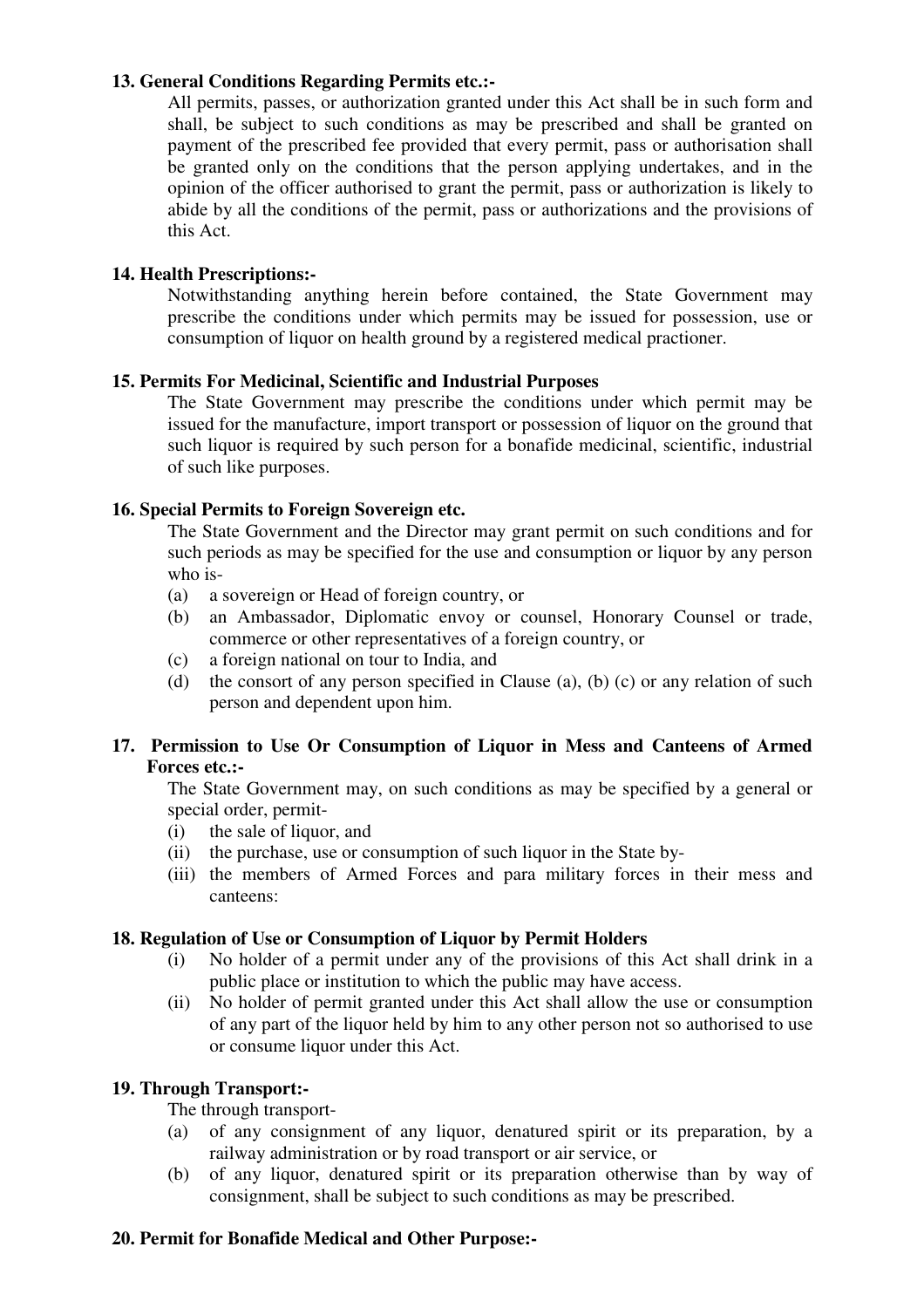**13. General Conditions Regarding Permits etc.:-**

All permits, passes, or authorization granted under this Act shall be in such form and shall, be subject to such conditions as may be prescribed and shall be granted on payment of the prescribed fee provided that every permit, pass or authorisation shall be granted only on the conditions that the person applying undertakes, and in the opinion of the officer authorised to grant the permit, pass or authorization is likely to abide by all the conditions of the permit, pass or authorizations and the provisions of this Act.

**14. Health Prescriptions:-**

Notwithstanding anything herein before contained, the State Government may prescribe the conditions under which permits may be issued for possession, use or consumption of liquor on health ground by a registered medical practioner.

**15. Permits For Medicinal, Scientific and Industrial Purposes**

The State Government may prescribe the conditions under which permit may be issued for the manufacture, import transport or possession of liquor on the ground that such liquor is required by such person for a bonafide medicinal, scientific, industrial of such like purposes.

**16. Special Permits to Foreign Sovereign etc.**

The State Government and the Director may grant permit on such conditions and for such periods as may be specified for the use and consumption or liquor by any person who is-

(a) a sovereign or Head of foreign country, or

(b) an Ambassador, Diplomatic envoy or counsel, Honorary Counsel or trade, commerce or other representatives of a foreign country, or

(c) a foreign national on tour to India, and

(d) the consort of any person specified in Clause (a), (b) (c) or any relation of such person and dependent upon him.

**17. Permission to Use Or Consumption of Liquor in Mess and Canteens of Armed Forces etc.:-**

The State Government may, on such conditions as may be specified by a general or special order, permit-

(i) the sale of liquor, and

(ii) the purchase, use or consumption of such liquor in the State by-

(iii) the members of Armed Forces and para military forces in their mess and canteens:

**18. Regulation of Use or Consumption of Liquor by Permit Holders**

(i) No holder of a permit under any of the provisions of this Act shall drink in a public place or institution to which the public may have access.

(ii) No holder of permit granted under this Act shall allow the use or consumption of any part of the liquor held by him to any other person not so authorised to use or consume liquor under this Act.

**19. Through Transport:-**

The through transport-

(a) of any consignment of any liquor, denatured spirit or its preparation, by a railway administration or by road transport or air service, or

(b) of any liquor, denatured spirit or its preparation otherwise than by way of consignment, shall be subject to such conditions as may be prescribed.

**20. Permit for Bonafide Medical and Other Purpose:-**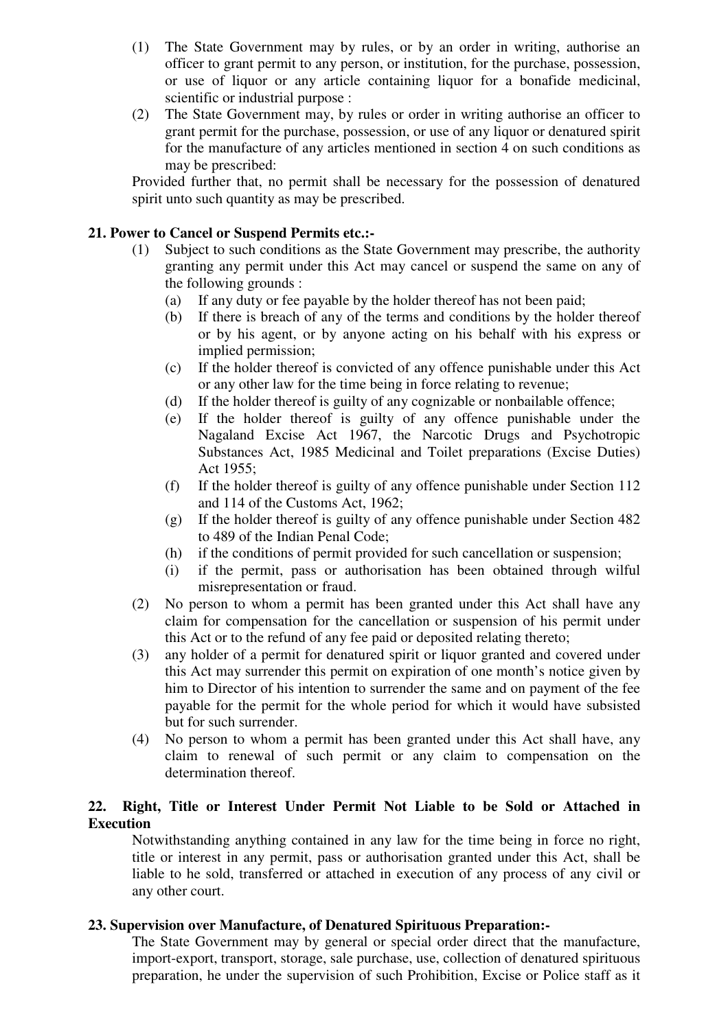(1) The State Government may by rules, or by an order in writing, authorise an officer to grant permit to any person, or institution, for the purchase, possession, or use of liquor or any article containing liquor for a bonafide medicinal, scientific or industrial purpose :

(2) The State Government may, by rules or order in writing authorise an officer to grant permit for the purchase, possession, or use of any liquor or denatured spirit for the manufacture of any articles mentioned in section 4 on such conditions as may be prescribed:

Provided further that, no permit shall be necessary for the possession of denatured spirit unto such quantity as may be prescribed.

**21. Power to Cancel or Suspend Permits etc.:-**

(1) Subject to such conditions as the State Government may prescribe, the authority granting any permit under this Act may cancel or suspend the same on any of the following grounds :

(a) If any duty or fee payable by the holder thereof has not been paid;

(b) If there is breach of any of the terms and conditions by the holder thereof or by his agent, or by anyone acting on his behalf with his express or implied permission;

(c) If the holder thereof is convicted of any offence punishable under this Act or any other law for the time being in force relating to revenue;

(d) If the holder thereof is guilty of any cognizable or nonbailable offence;

(e) If the holder thereof is guilty of any offence punishable under the Nagaland Excise Act 1967, the Narcotic Drugs and Psychotropic Substances Act, 1985 Medicinal and Toilet preparations (Excise Duties) Act 1955;

(f) If the holder thereof is guilty of any offence punishable under Section 112 and 114 of the Customs Act, 1962;

(g) If the holder thereof is guilty of any offence punishable under Section 482 to 489 of the Indian Penal Code;

(h) if the conditions of permit provided for such cancellation or suspension;

(i) if the permit, pass or authorisation has been obtained through wilful misrepresentation or fraud.

(2) No person to whom a permit has been granted under this Act shall have any claim for compensation for the cancellation or suspension of his permit under this Act or to the refund of any fee paid or deposited relating thereto;

(3) any holder of a permit for denatured spirit or liquor granted and covered under this Act may surrender this permit on expiration of one month's notice given by him to Director of his intention to surrender the same and on payment of the fee payable for the permit for the whole period for which it would have subsisted but for such surrender.

(4) No person to whom a permit has been granted under this Act shall have, any claim to renewal of such permit or any claim to compensation on the determination thereof.

**22. Right, Title or Interest Under Permit Not Liable to be Sold or Attached in Execution**

Notwithstanding anything contained in any law for the time being in force no right, title or interest in any permit, pass or authorisation granted under this Act, shall be liable to he sold, transferred or attached in execution of any process of any civil or any other court.

**23. Supervision over Manufacture, of Denatured Spirituous Preparation:-**

The State Government may by general or special order direct that the manufacture, import-export, transport, storage, sale purchase, use, collection of denatured spirituous preparation, he under the supervision of such Prohibition, Excise or Police staff as it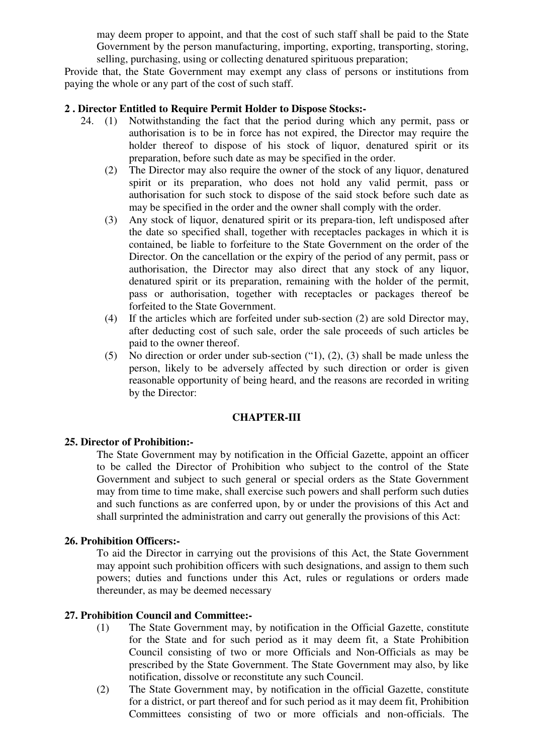may deem proper to appoint, and that the cost of such staff shall be paid to the State Government by the person manufacturing, importing, exporting, transporting, storing, selling, purchasing, using or collecting denatured spirituous preparation;

Provide that, the State Government may exempt any class of persons or institutions from paying the whole or any part of the cost of such staff.

**2 . Director Entitled to Require Permit Holder to Dispose Stocks:-**

24. (1) Notwithstanding the fact that the period during which any permit, pass or authorisation is to be in force has not expired, the Director may require the holder thereof to dispose of his stock of liquor, denatured spirit or its preparation, before such date as may be specified in the order.

(2) The Director may also require the owner of the stock of any liquor, denatured spirit or its preparation, who does not hold any valid permit, pass or authorisation for such stock to dispose of the said stock before such date as may be specified in the order and the owner shall comply with the order.

(3) Any stock of liquor, denatured spirit or its prepara-tion, left undisposed after the date so specified shall, together with receptacles packages in which it is contained, be liable to forfeiture to the State Government on the order of the Director. On the cancellation or the expiry of the period of any permit, pass or authorisation, the Director may also direct that any stock of any liquor, denatured spirit or its preparation, remaining with the holder of the permit, pass or authorisation, together with receptacles or packages thereof be forfeited to the State Government.

(4) If the articles which are forfeited under sub-section (2) are sold Director may, after deducting cost of such sale, order the sale proceeds of such articles be paid to the owner thereof.

(5) No direction or order under sub-section ("1), (2), (3) shall be made unless the person, likely to be adversely affected by such direction or order is given reasonable opportunity of being heard, and the reasons are recorded in writing by the Director:

## CHAPTER-III

**25. Director of Prohibition:-**

The State Government may by notification in the Official Gazette, appoint an officer to be called the Director of Prohibition who subject to the control of the State Government and subject to such general or special orders as the State Government may from time to time make, shall exercise such powers and shall perform such duties and such functions as are conferred upon, by or under the provisions of this Act and shall surprinted the administration and carry out generally the provisions of this Act:

**26. Prohibition Officers:-**

To aid the Director in carrying out the provisions of this Act, the State Government may appoint such prohibition officers with such designations, and assign to them such powers; duties and functions under this Act, rules or regulations or orders made thereunder, as may be deemed necessary

**27. Prohibition Council and Committee:-**

(1) The State Government may, by notification in the Official Gazette, constitute for the State and for such period as it may deem fit, a State Prohibition Council consisting of two or more Officials and Non-Officials as may be prescribed by the State Government. The State Government may also, by like notification, dissolve or reconstitute any such Council.

(2) The State Government may, by notification in the official Gazette, constitute for a district, or part thereof and for such period as it may deem fit, Prohibition Committees consisting of two or more officials and non-officials. The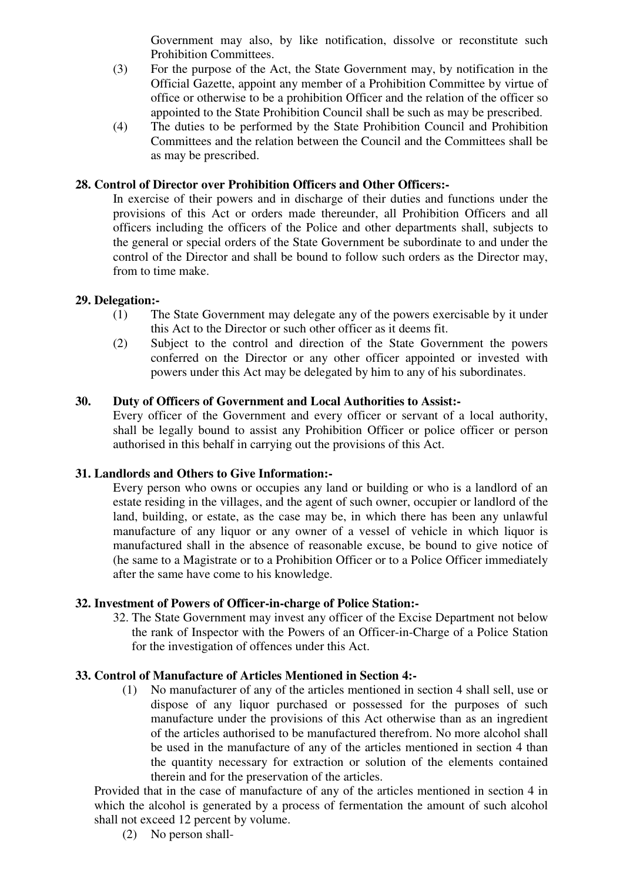Government may also, by like notification, dissolve or reconstitute such Prohibition Committees.

(3) For the purpose of the Act, the State Government may, by notification in the Official Gazette, appoint any member of a Prohibition Committee by virtue of office or otherwise to be a prohibition Officer and the relation of the officer so appointed to the State Prohibition Council shall be such as may be prescribed.

(4) The duties to be performed by the State Prohibition Council and Prohibition Committees and the relation between the Council and the Committees shall be as may be prescribed.

**28. Control of Director over Prohibition Officers and Other Officers:-**

In exercise of their powers and in discharge of their duties and functions under the provisions of this Act or orders made thereunder, all Prohibition Officers and all officers including the officers of the Police and other departments shall, subjects to the general or special orders of the State Government be subordinate to and under the control of the Director and shall be bound to follow such orders as the Director may, from to time make.

**29. Delegation:-**

(1) The State Government may delegate any of the powers exercisable by it under this Act to the Director or such other officer as it deems fit.

(2) Subject to the control and direction of the State Government the powers conferred on the Director or any other officer appointed or invested with powers under this Act may be delegated by him to any of his subordinates.

**30. Duty of Officers of Government and Local Authorities to Assist:-**

Every officer of the Government and every officer or servant of a local authority, shall be legally bound to assist any Prohibition Officer or police officer or person authorised in this behalf in carrying out the provisions of this Act.

**31. Landlords and Others to Give Information:-**

Every person who owns or occupies any land or building or who is a landlord of an estate residing in the villages, and the agent of such owner, occupier or landlord of the land, building, or estate, as the case may be, in which there has been any unlawful manufacture of any liquor or any owner of a vessel of vehicle in which liquor is manufactured shall in the absence of reasonable excuse, be bound to give notice of (he same to a Magistrate or to a Prohibition Officer or to a Police Officer immediately after the same have come to his knowledge.

**32. Investment of Powers of Officer-in-charge of Police Station:-**

32. The State Government may invest any officer of the Excise Department not below the rank of Inspector with the Powers of an Officer-in-Charge of a Police Station for the investigation of offences under this Act.

**33. Control of Manufacture of Articles Mentioned in Section 4:-**

(1) No manufacturer of any of the articles mentioned in section 4 shall sell, use or dispose of any liquor purchased or possessed for the purposes of such manufacture under the provisions of this Act otherwise than as an ingredient of the articles authorised to be manufactured therefrom. No more alcohol shall be used in the manufacture of any of the articles mentioned in section 4 than the quantity necessary for extraction or solution of the elements contained therein and for the preservation of the articles.

Provided that in the case of manufacture of any of the articles mentioned in section 4 in which the alcohol is generated by a process of fermentation the amount of such alcohol shall not exceed 12 percent by volume.

(2) No person shall-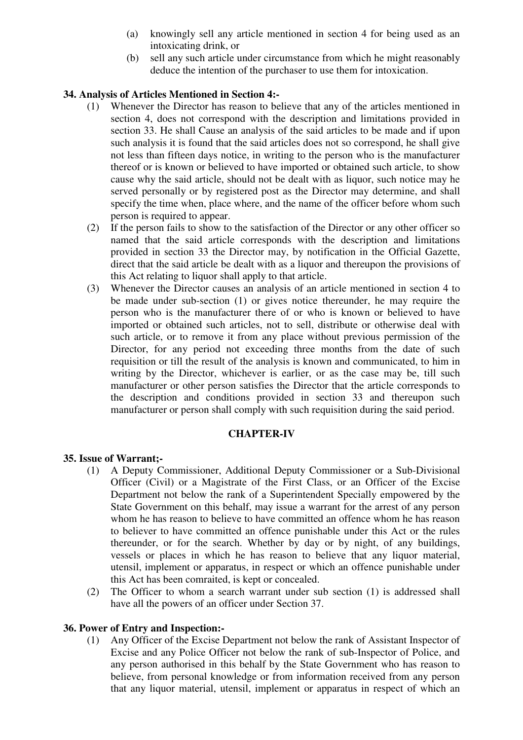(a) knowingly sell any article mentioned in section 4 for being used as an intoxicating drink, or

(b) sell any such article under circumstance from which he might reasonably deduce the intention of the purchaser to use them for intoxication.

**34. Analysis of Articles Mentioned in Section 4:-**

(1) Whenever the Director has reason to believe that any of the articles mentioned in section 4, does not correspond with the description and limitations provided in section 33. He shall Cause an analysis of the said articles to be made and if upon such analysis it is found that the said articles does not so correspond, he shall give not less than fifteen days notice, in writing to the person who is the manufacturer thereof or is known or believed to have imported or obtained such article, to show cause why the said article, should not be dealt with as liquor, such notice may he served personally or by registered post as the Director may determine, and shall specify the time when, place where, and the name of the officer before whom such person is required to appear.

(2) If the person fails to show to the satisfaction of the Director or any other officer so named that the said article corresponds with the description and limitations provided in section 33 the Director may, by notification in the Official Gazette, direct that the said article be dealt with as a liquor and thereupon the provisions of this Act relating to liquor shall apply to that article.

(3) Whenever the Director causes an analysis of an article mentioned in section 4 to be made under sub-section (1) or gives notice thereunder, he may require the person who is the manufacturer there of or who is known or believed to have imported or obtained such articles, not to sell, distribute or otherwise deal with such article, or to remove it from any place without previous permission of the Director, for any period not exceeding three months from the date of such requisition or till the result of the analysis is known and communicated, to him in writing by the Director, whichever is earlier, or as the case may be, till such manufacturer or other person satisfies the Director that the article corresponds to the description and conditions provided in section 33 and thereupon such manufacturer or person shall comply with such requisition during the said period.

## CHAPTER-IV

**35. Issue of Warrant;-**

(1) A Deputy Commissioner, Additional Deputy Commissioner or a Sub-Divisional Officer (Civil) or a Magistrate of the First Class, or an Officer of the Excise Department not below the rank of a Superintendent Specially empowered by the State Government on this behalf, may issue a warrant for the arrest of any person whom he has reason to believe to have committed an offence whom he has reason to believer to have committed an offence punishable under this Act or the rules thereunder, or for the search. Whether by day or by night, of any buildings, vessels or places in which he has reason to believe that any liquor material, utensil, implement or apparatus, in respect or which an offence punishable under this Act has been comraited, is kept or concealed.

(2) The Officer to whom a search warrant under sub section (1) is addressed shall have all the powers of an officer under Section 37.

**36. Power of Entry and Inspection:-**

(1) Any Officer of the Excise Department not below the rank of Assistant Inspector of Excise and any Police Officer not below the rank of sub-Inspector of Police, and any person authorised in this behalf by the State Government who has reason to believe, from personal knowledge or from information received from any person that any liquor material, utensil, implement or apparatus in respect of which an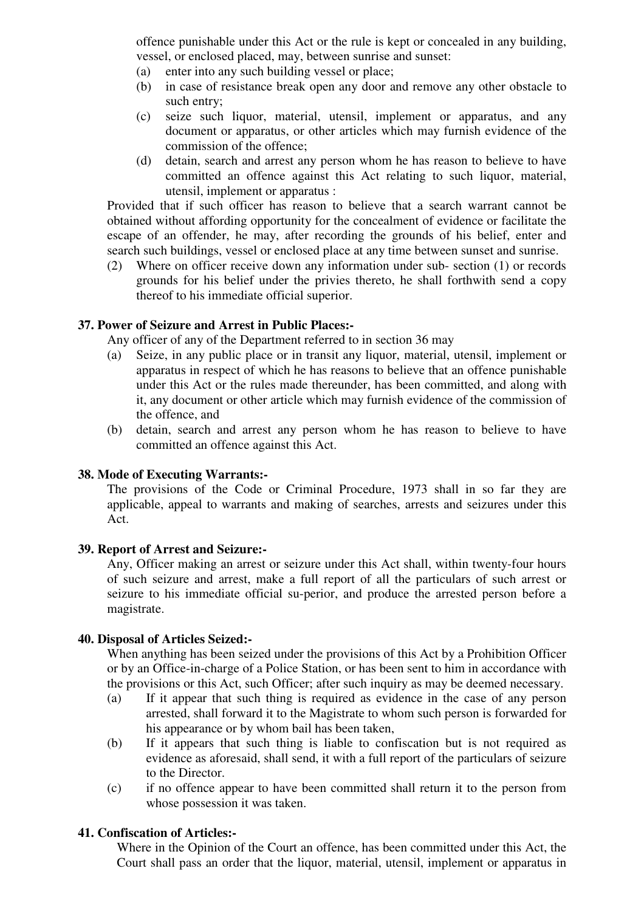offence punishable under this Act or the rule is kept or concealed in any building, vessel, or enclosed placed, may, between sunrise and sunset:

(a) enter into any such building vessel or place;

(b) in case of resistance break open any door and remove any other obstacle to such entry;

(c) seize such liquor, material, utensil, implement or apparatus, and any document or apparatus, or other articles which may furnish evidence of the commission of the offence;

(d) detain, search and arrest any person whom he has reason to believe to have committed an offence against this Act relating to such liquor, material, utensil, implement or apparatus :

Provided that if such officer has reason to believe that a search warrant cannot be obtained without affording opportunity for the concealment of evidence or facilitate the escape of an offender, he may, after recording the grounds of his belief, enter and search such buildings, vessel or enclosed place at any time between sunset and sunrise.

(2) Where on officer receive down any information under sub- section (1) or records grounds for his belief under the privies thereto, he shall forthwith send a copy thereof to his immediate official superior.

**37. Power of Seizure and Arrest in Public Places:-**

Any officer of any of the Department referred to in section 36 may

(a) Seize, in any public place or in transit any liquor, material, utensil, implement or apparatus in respect of which he has reasons to believe that an offence punishable under this Act or the rules made thereunder, has been committed, and along with it, any document or other article which may furnish evidence of the commission of the offence, and

(b) detain, search and arrest any person whom he has reason to believe to have committed an offence against this Act.

**38. Mode of Executing Warrants:-**

The provisions of the Code or Criminal Procedure, 1973 shall in so far they are applicable, appeal to warrants and making of searches, arrests and seizures under this Act.

**39. Report of Arrest and Seizure:-**

Any, Officer making an arrest or seizure under this Act shall, within twenty-four hours of such seizure and arrest, make a full report of all the particulars of such arrest or seizure to his immediate official su-perior, and produce the arrested person before a magistrate.

**40. Disposal of Articles Seized:-**

When anything has been seized under the provisions of this Act by a Prohibition Officer or by an Office-in-charge of a Police Station, or has been sent to him in accordance with the provisions or this Act, such Officer; after such inquiry as may be deemed necessary.

(a) If it appear that such thing is required as evidence in the case of any person arrested, shall forward it to the Magistrate to whom such person is forwarded for his appearance or by whom bail has been taken,

(b) If it appears that such thing is liable to confiscation but is not required as evidence as aforesaid, shall send, it with a full report of the particulars of seizure to the Director.

(c) if no offence appear to have been committed shall return it to the person from whose possession it was taken.

**41. Confiscation of Articles:-**

Where in the Opinion of the Court an offence, has been committed under this Act, the Court shall pass an order that the liquor, material, utensil, implement or apparatus in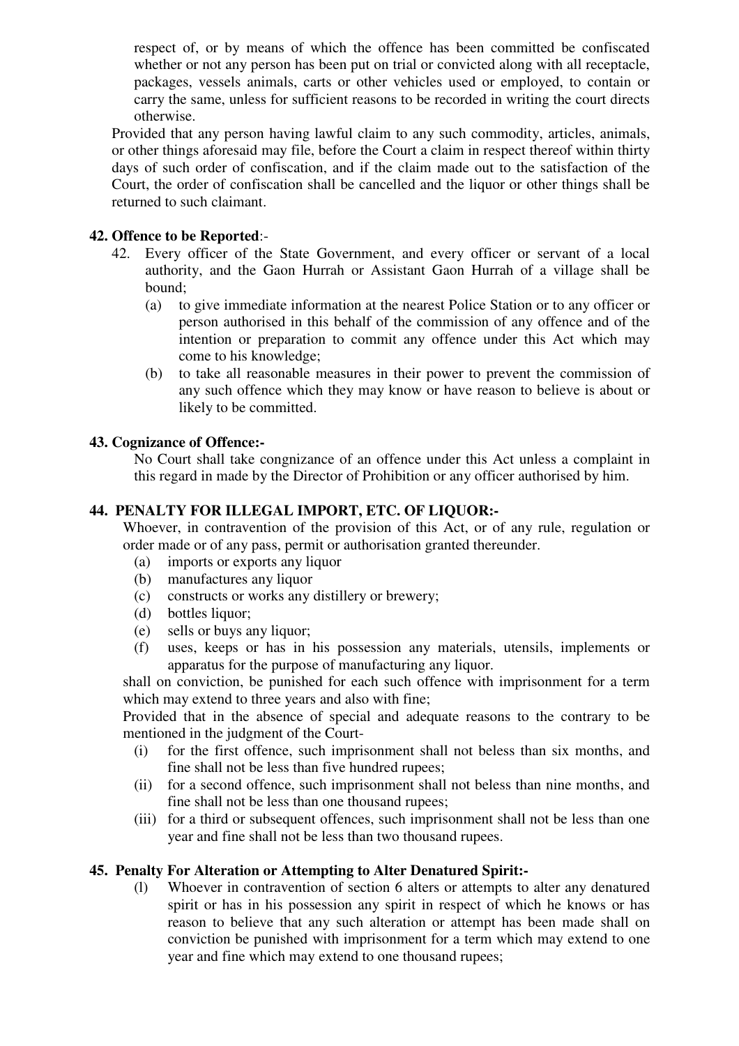respect of, or by means of which the offence has been committed be confiscated whether or not any person has been put on trial or convicted along with all receptacle, packages, vessels animals, carts or other vehicles used or employed, to contain or carry the same, unless for sufficient reasons to be recorded in writing the court directs otherwise.

Provided that any person having lawful claim to any such commodity, articles, animals, or other things aforesaid may file, before the Court a claim in respect thereof within thirty days of such order of confiscation, and if the claim made out to the satisfaction of the Court, the order of confiscation shall be cancelled and the liquor or other things shall be returned to such claimant.

**42. Offence to be Reported**:-

42. Every officer of the State Government, and every officer or servant of a local authority, and the Gaon Hurrah or Assistant Gaon Hurrah of a village shall be bound;
    (a) to give immediate information at the nearest Police Station or to any officer or person authorised in this behalf of the commission of any offence and of the intention or preparation to commit any offence under this Act which may come to his knowledge;
    (b) to take all reasonable measures in their power to prevent the commission of any such offence which they may know or have reason to believe is about or likely to be committed.

**43. Cognizance of Offence:-**

No Court shall take congnizance of an offence under this Act unless a complaint in this regard in made by the Director of Prohibition or any officer authorised by him.

**44. PENALTY FOR ILLEGAL IMPORT, ETC. OF LIQUOR:-**

Whoever, in contravention of the provision of this Act, or of any rule, regulation or order made or of any pass, permit or authorisation granted thereunder.

(a) imports or exports any liquor
(b) manufactures any liquor
(c) constructs or works any distillery or brewery;
(d) bottles liquor;
(e) sells or buys any liquor;
(f) uses, keeps or has in his possession any materials, utensils, implements or apparatus for the purpose of manufacturing any liquor.

shall on conviction, be punished for each such offence with imprisonment for a term which may extend to three years and also with fine;

Provided that in the absence of special and adequate reasons to the contrary to be mentioned in the judgment of the Court-

(i) for the first offence, such imprisonment shall not beless than six months, and fine shall not be less than five hundred rupees;
(ii) for a second offence, such imprisonment shall not beless than nine months, and fine shall not be less than one thousand rupees;
(iii) for a third or subsequent offences, such imprisonment shall not be less than one year and fine shall not be less than two thousand rupees.

**45. Penalty For Alteration or Attempting to Alter Denatured Spirit:-**

(l) Whoever in contravention of section 6 alters or attempts to alter any denatured spirit or has in his possession any spirit in respect of which he knows or has reason to believe that any such alteration or attempt has been made shall on conviction be punished with imprisonment for a term which may extend to one year and fine which may extend to one thousand rupees;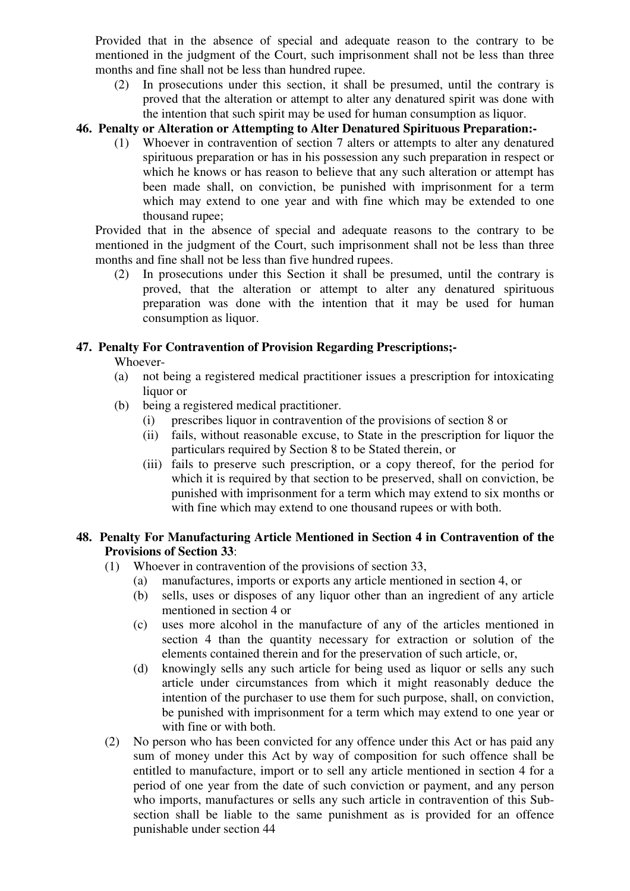Provided that in the absence of special and adequate reason to the contrary to be mentioned in the judgment of the Court, such imprisonment shall not be less than three months and fine shall not be less than hundred rupee.

(2) In prosecutions under this section, it shall be presumed, until the contrary is proved that the alteration or attempt to alter any denatured spirit was done with the intention that such spirit may be used for human consumption as liquor.

**46. Penalty or Alteration or Attempting to Alter Denatured Spirituous Preparation:-**

(1) Whoever in contravention of section 7 alters or attempts to alter any denatured spirituous preparation or has in his possession any such preparation in respect or which he knows or has reason to believe that any such alteration or attempt has been made shall, on conviction, be punished with imprisonment for a term which may extend to one year and with fine which may be extended to one thousand rupee;

Provided that in the absence of special and adequate reasons to the contrary to be mentioned in the judgment of the Court, such imprisonment shall not be less than three months and fine shall not be less than five hundred rupees.

(2) In prosecutions under this Section it shall be presumed, until the contrary is proved, that the alteration or attempt to alter any denatured spirituous preparation was done with the intention that it may be used for human consumption as liquor.

**47. Penalty For Contravention of Provision Regarding Prescriptions;-**

Whoever-

(a) not being a registered medical practitioner issues a prescription for intoxicating liquor or

(b) being a registered medical practitioner.

(i) prescribes liquor in contravention of the provisions of section 8 or

(ii) fails, without reasonable excuse, to State in the prescription for liquor the particulars required by Section 8 to be Stated therein, or

(iii) fails to preserve such prescription, or a copy thereof, for the period for which it is required by that section to be preserved, shall on conviction, be punished with imprisonment for a term which may extend to six months or with fine which may extend to one thousand rupees or with both.

**48. Penalty For Manufacturing Article Mentioned in Section 4 in Contravention of the Provisions of Section 33**:

(1) Whoever in contravention of the provisions of section 33,

(a) manufactures, imports or exports any article mentioned in section 4, or

(b) sells, uses or disposes of any liquor other than an ingredient of any article mentioned in section 4 or

(c) uses more alcohol in the manufacture of any of the articles mentioned in section 4 than the quantity necessary for extraction or solution of the elements contained therein and for the preservation of such article, or,

(d) knowingly sells any such article for being used as liquor or sells any such article under circumstances from which it might reasonably deduce the intention of the purchaser to use them for such purpose, shall, on conviction, be punished with imprisonment for a term which may extend to one year or with fine or with both.

(2) No person who has been convicted for any offence under this Act or has paid any sum of money under this Act by way of composition for such offence shall be entitled to manufacture, import or to sell any article mentioned in section 4 for a period of one year from the date of such conviction or payment, and any person who imports, manufactures or sells any such article in contravention of this Sub-section shall be liable to the same punishment as is provided for an offence punishable under section 44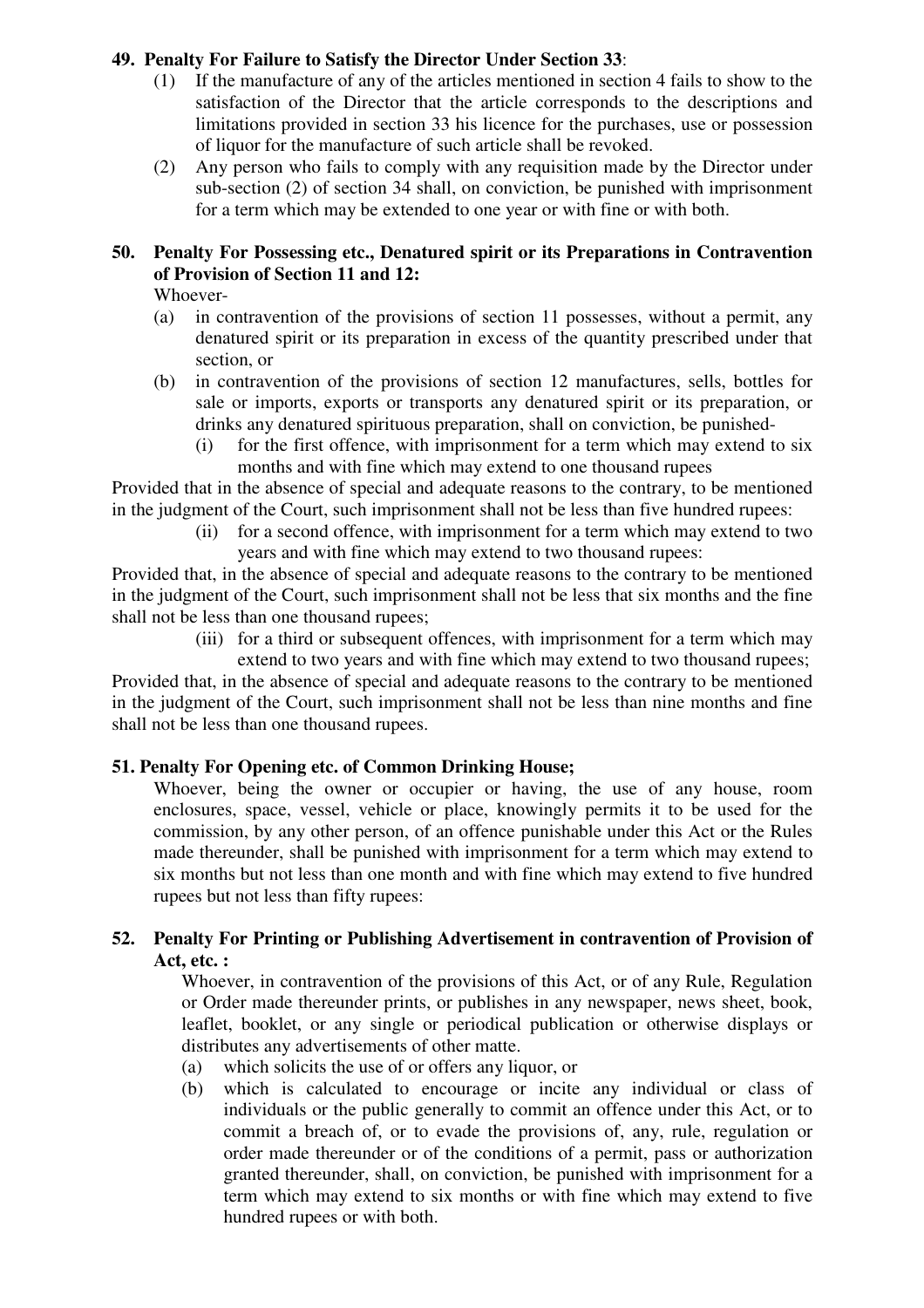**49. Penalty For Failure to Satisfy the Director Under Section 33**:

(1) If the manufacture of any of the articles mentioned in section 4 fails to show to the satisfaction of the Director that the article corresponds to the descriptions and limitations provided in section 33 his licence for the purchases, use or possession of liquor for the manufacture of such article shall be revoked.

(2) Any person who fails to comply with any requisition made by the Director under sub-section (2) of section 34 shall, on conviction, be punished with imprisonment for a term which may be extended to one year or with fine or with both.

**50. Penalty For Possessing etc., Denatured spirit or its Preparations in Contravention of Provision of Section 11 and 12:**

Whoever-

(a) in contravention of the provisions of section 11 possesses, without a permit, any denatured spirit or its preparation in excess of the quantity prescribed under that section, or

(b) in contravention of the provisions of section 12 manufactures, sells, bottles for sale or imports, exports or transports any denatured spirit or its preparation, or drinks any denatured spirituous preparation, shall on conviction, be punished-

(i) for the first offence, with imprisonment for a term which may extend to six months and with fine which may extend to one thousand rupees

Provided that in the absence of special and adequate reasons to the contrary, to be mentioned in the judgment of the Court, such imprisonment shall not be less than five hundred rupees:

(ii) for a second offence, with imprisonment for a term which may extend to two years and with fine which may extend to two thousand rupees:

Provided that, in the absence of special and adequate reasons to the contrary to be mentioned in the judgment of the Court, such imprisonment shall not be less that six months and the fine shall not be less than one thousand rupees;

(iii) for a third or subsequent offences, with imprisonment for a term which may extend to two years and with fine which may extend to two thousand rupees;

Provided that, in the absence of special and adequate reasons to the contrary to be mentioned in the judgment of the Court, such imprisonment shall not be less than nine months and fine shall not be less than one thousand rupees.

**51. Penalty For Opening etc. of Common Drinking House;**

Whoever, being the owner or occupier or having, the use of any house, room enclosures, space, vessel, vehicle or place, knowingly permits it to be used for the commission, by any other person, of an offence punishable under this Act or the Rules made thereunder, shall be punished with imprisonment for a term which may extend to six months but not less than one month and with fine which may extend to five hundred rupees but not less than fifty rupees:

**52. Penalty For Printing or Publishing Advertisement in contravention of Provision of Act, etc. :**

Whoever, in contravention of the provisions of this Act, or of any Rule, Regulation or Order made thereunder prints, or publishes in any newspaper, news sheet, book, leaflet, booklet, or any single or periodical publication or otherwise displays or distributes any advertisements of other matte.

(a) which solicits the use of or offers any liquor, or

(b) which is calculated to encourage or incite any individual or class of individuals or the public generally to commit an offence under this Act, or to commit a breach of, or to evade the provisions of, any, rule, regulation or order made thereunder or of the conditions of a permit, pass or authorization granted thereunder, shall, on conviction, be punished with imprisonment for a term which may extend to six months or with fine which may extend to five hundred rupees or with both.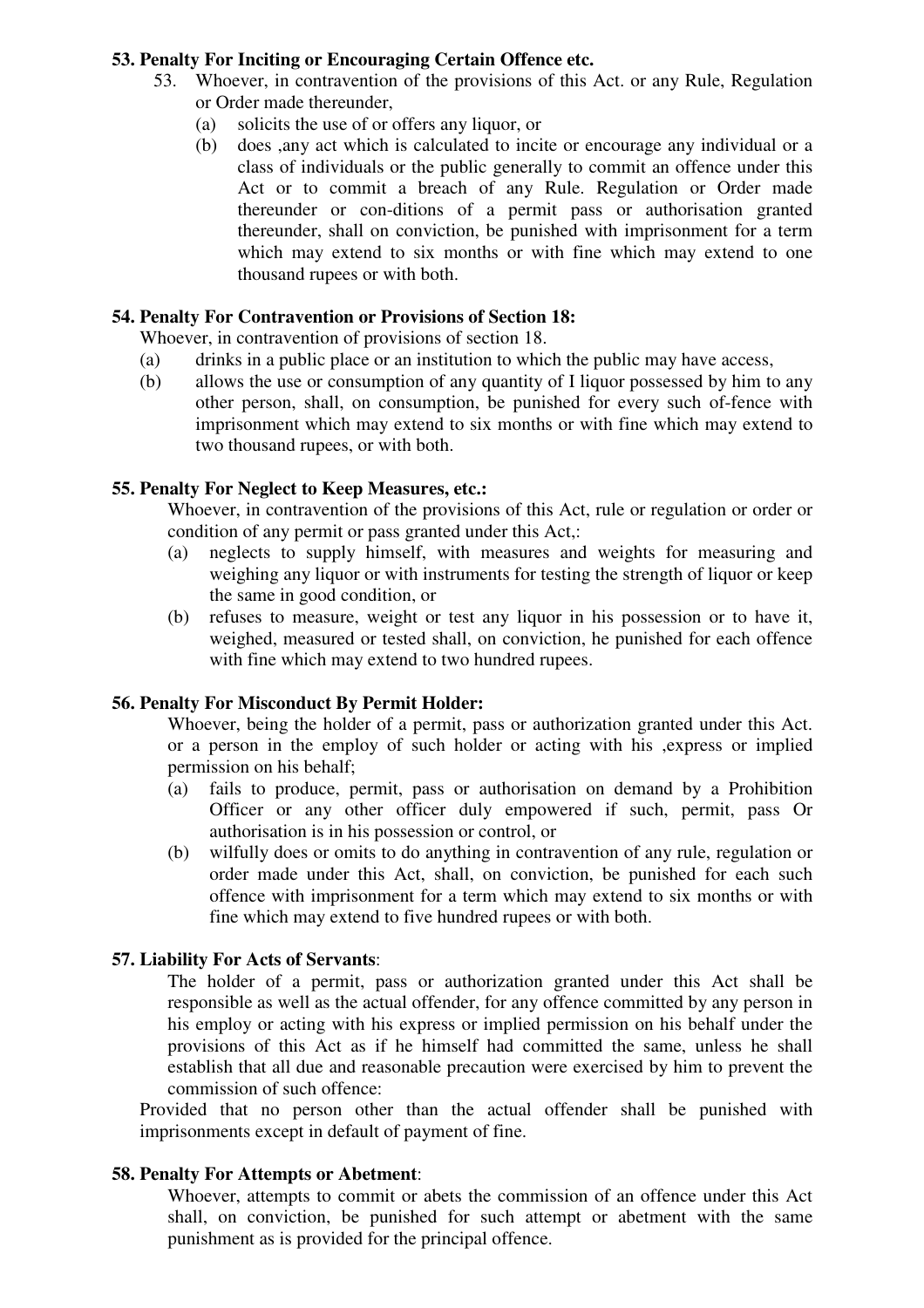**53. Penalty For Inciting or Encouraging Certain Offence etc.**

53. Whoever, in contravention of the provisions of this Act. or any Rule, Regulation or Order made thereunder,

(a) solicits the use of or offers any liquor, or

(b) does ,any act which is calculated to incite or encourage any individual or a class of individuals or the public generally to commit an offence under this Act or to commit a breach of any Rule. Regulation or Order made thereunder or con-ditions of a permit pass or authorisation granted thereunder, shall on conviction, be punished with imprisonment for a term which may extend to six months or with fine which may extend to one thousand rupees or with both.

**54. Penalty For Contravention or Provisions of Section 18:**

Whoever, in contravention of provisions of section 18.

(a) drinks in a public place or an institution to which the public may have access,

(b) allows the use or consumption of any quantity of I liquor possessed by him to any other person, shall, on consumption, be punished for every such of-fence with imprisonment which may extend to six months or with fine which may extend to two thousand rupees, or with both.

**55. Penalty For Neglect to Keep Measures, etc.:**

Whoever, in contravention of the provisions of this Act, rule or regulation or order or condition of any permit or pass granted under this Act,:

(a) neglects to supply himself, with measures and weights for measuring and weighing any liquor or with instruments for testing the strength of liquor or keep the same in good condition, or

(b) refuses to measure, weight or test any liquor in his possession or to have it, weighed, measured or tested shall, on conviction, he punished for each offence with fine which may extend to two hundred rupees.

**56. Penalty For Misconduct By Permit Holder:**

Whoever, being the holder of a permit, pass or authorization granted under this Act. or a person in the employ of such holder or acting with his ,express or implied permission on his behalf;

(a) fails to produce, permit, pass or authorisation on demand by a Prohibition Officer or any other officer duly empowered if such, permit, pass Or authorisation is in his possession or control, or

(b) wilfully does or omits to do anything in contravention of any rule, regulation or order made under this Act, shall, on conviction, be punished for each such offence with imprisonment for a term which may extend to six months or with fine which may extend to five hundred rupees or with both.

**57. Liability For Acts of Servants**:

The holder of a permit, pass or authorization granted under this Act shall be responsible as well as the actual offender, for any offence committed by any person in his employ or acting with his express or implied permission on his behalf under the provisions of this Act as if he himself had committed the same, unless he shall establish that all due and reasonable precaution were exercised by him to prevent the commission of such offence:

Provided that no person other than the actual offender shall be punished with imprisonments except in default of payment of fine.

**58. Penalty For Attempts or Abetment**:

Whoever, attempts to commit or abets the commission of an offence under this Act shall, on conviction, be punished for such attempt or abetment with the same punishment as is provided for the principal offence.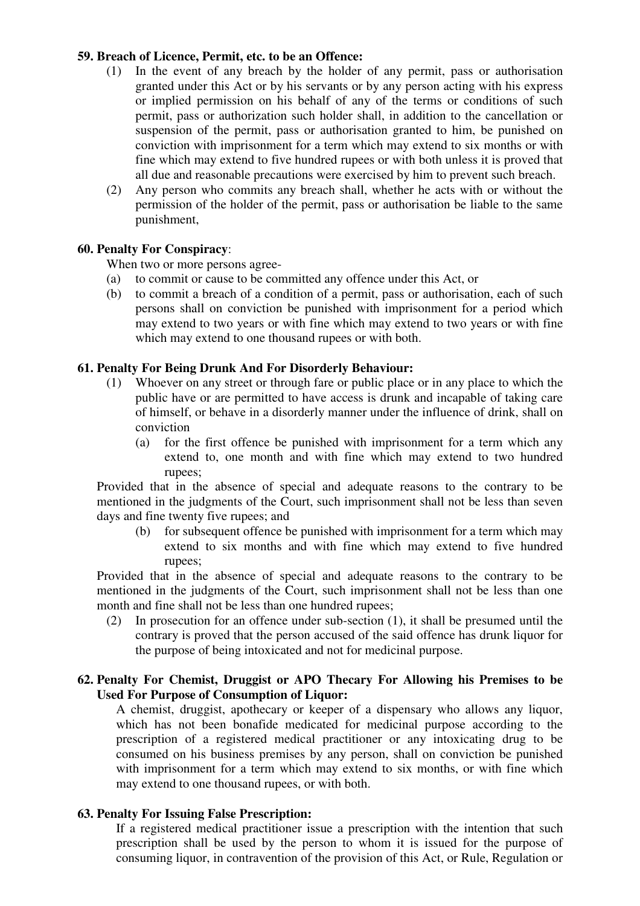**59. Breach of Licence, Permit, etc. to be an Offence:**

(1) In the event of any breach by the holder of any permit, pass or authorisation granted under this Act or by his servants or by any person acting with his express or implied permission on his behalf of any of the terms or conditions of such permit, pass or authorization such holder shall, in addition to the cancellation or suspension of the permit, pass or authorisation granted to him, be punished on conviction with imprisonment for a term which may extend to six months or with fine which may extend to five hundred rupees or with both unless it is proved that all due and reasonable precautions were exercised by him to prevent such breach.

(2) Any person who commits any breach shall, whether he acts with or without the permission of the holder of the permit, pass or authorisation be liable to the same punishment,

**60. Penalty For Conspiracy**:

When two or more persons agree-

(a) to commit or cause to be committed any offence under this Act, or

(b) to commit a breach of a condition of a permit, pass or authorisation, each of such persons shall on conviction be punished with imprisonment for a period which may extend to two years or with fine which may extend to two years or with fine which may extend to one thousand rupees or with both.

**61. Penalty For Being Drunk And For Disorderly Behaviour:**

(1) Whoever on any street or through fare or public place or in any place to which the public have or are permitted to have access is drunk and incapable of taking care of himself, or behave in a disorderly manner under the influence of drink, shall on conviction

(a) for the first offence be punished with imprisonment for a term which any extend to, one month and with fine which may extend to two hundred rupees;

Provided that in the absence of special and adequate reasons to the contrary to be mentioned in the judgments of the Court, such imprisonment shall not be less than seven days and fine twenty five rupees; and

(b) for subsequent offence be punished with imprisonment for a term which may extend to six months and with fine which may extend to five hundred rupees;

Provided that in the absence of special and adequate reasons to the contrary to be mentioned in the judgments of the Court, such imprisonment shall not be less than one month and fine shall not be less than one hundred rupees;

(2) In prosecution for an offence under sub-section (1), it shall be presumed until the contrary is proved that the person accused of the said offence has drunk liquor for the purpose of being intoxicated and not for medicinal purpose.

**62. Penalty For Chemist, Druggist or APO Thecary For Allowing his Premises to be Used For Purpose of Consumption of Liquor:**

A chemist, druggist, apothecary or keeper of a dispensary who allows any liquor, which has not been bonafide medicated for medicinal purpose according to the prescription of a registered medical practitioner or any intoxicating drug to be consumed on his business premises by any person, shall on conviction be punished with imprisonment for a term which may extend to six months, or with fine which may extend to one thousand rupees, or with both.

**63. Penalty For Issuing False Prescription:**

If a registered medical practitioner issue a prescription with the intention that such prescription shall be used by the person to whom it is issued for the purpose of consuming liquor, in contravention of the provision of this Act, or Rule, Regulation or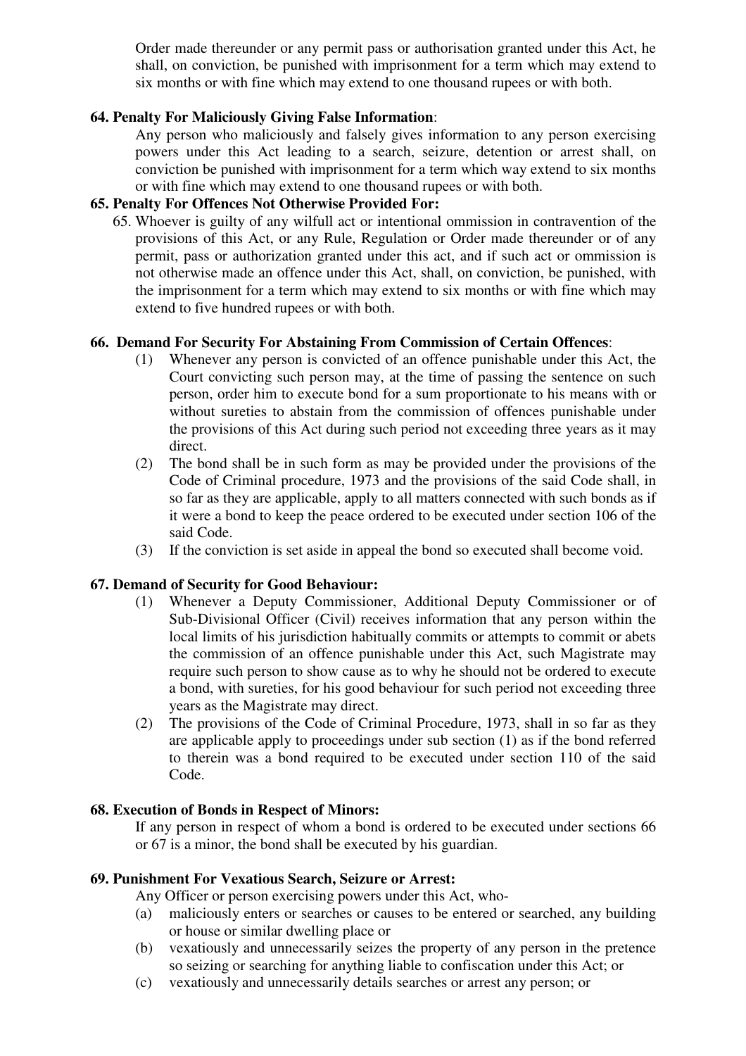Order made thereunder or any permit pass or authorisation granted under this Act, he shall, on conviction, be punished with imprisonment for a term which may extend to six months or with fine which may extend to one thousand rupees or with both.

**64. Penalty For Maliciously Giving False Information**:

Any person who maliciously and falsely gives information to any person exercising powers under this Act leading to a search, seizure, detention or arrest shall, on conviction be punished with imprisonment for a term which way extend to six months or with fine which may extend to one thousand rupees or with both.

**65. Penalty For Offences Not Otherwise Provided For:**

65. Whoever is guilty of any wilfull act or intentional ommission in contravention of the provisions of this Act, or any Rule, Regulation or Order made thereunder or of any permit, pass or authorization granted under this act, and if such act or ommission is not otherwise made an offence under this Act, shall, on conviction, be punished, with the imprisonment for a term which may extend to six months or with fine which may extend to five hundred rupees or with both.

**66. Demand For Security For Abstaining From Commission of Certain Offences**:

(1) Whenever any person is convicted of an offence punishable under this Act, the Court convicting such person may, at the time of passing the sentence on such person, order him to execute bond for a sum proportionate to his means with or without sureties to abstain from the commission of offences punishable under the provisions of this Act during such period not exceeding three years as it may direct.

(2) The bond shall be in such form as may be provided under the provisions of the Code of Criminal procedure, 1973 and the provisions of the said Code shall, in so far as they are applicable, apply to all matters connected with such bonds as if it were a bond to keep the peace ordered to be executed under section 106 of the said Code.

(3) If the conviction is set aside in appeal the bond so executed shall become void.

**67. Demand of Security for Good Behaviour:**

(1) Whenever a Deputy Commissioner, Additional Deputy Commissioner or of Sub-Divisional Officer (Civil) receives information that any person within the local limits of his jurisdiction habitually commits or attempts to commit or abets the commission of an offence punishable under this Act, such Magistrate may require such person to show cause as to why he should not be ordered to execute a bond, with sureties, for his good behaviour for such period not exceeding three years as the Magistrate may direct.

(2) The provisions of the Code of Criminal Procedure, 1973, shall in so far as they are applicable apply to proceedings under sub section (1) as if the bond referred to therein was a bond required to be executed under section 110 of the said Code.

**68. Execution of Bonds in Respect of Minors:**

If any person in respect of whom a bond is ordered to be executed under sections 66 or 67 is a minor, the bond shall be executed by his guardian.

**69. Punishment For Vexatious Search, Seizure or Arrest:**

Any Officer or person exercising powers under this Act, who-

(a) maliciously enters or searches or causes to be entered or searched, any building or house or similar dwelling place or

(b) vexatiously and unnecessarily seizes the property of any person in the pretence so seizing or searching for anything liable to confiscation under this Act; or

(c) vexatiously and unnecessarily details searches or arrest any person; or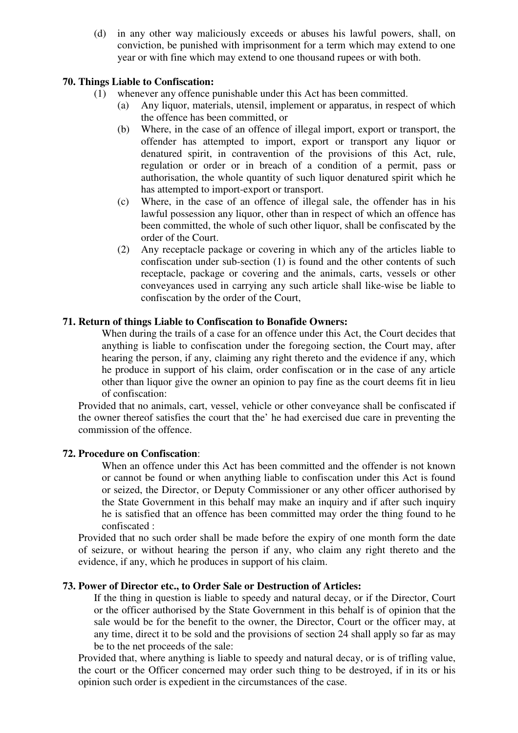(d) in any other way maliciously exceeds or abuses his lawful powers, shall, on conviction, be punished with imprisonment for a term which may extend to one year or with fine which may extend to one thousand rupees or with both.

**70. Things Liable to Confiscation:**

(1) whenever any offence punishable under this Act has been committed.

(a) Any liquor, materials, utensil, implement or apparatus, in respect of which the offence has been committed, or

(b) Where, in the case of an offence of illegal import, export or transport, the offender has attempted to import, export or transport any liquor or denatured spirit, in contravention of the provisions of this Act, rule, regulation or order or in breach of a condition of a permit, pass or authorisation, the whole quantity of such liquor denatured spirit which he has attempted to import-export or transport.

(c) Where, in the case of an offence of illegal sale, the offender has in his lawful possession any liquor, other than in respect of which an offence has been committed, the whole of such other liquor, shall be confiscated by the order of the Court.

(2) Any receptacle package or covering in which any of the articles liable to confiscation under sub-section (1) is found and the other contents of such receptacle, package or covering and the animals, carts, vessels or other conveyances used in carrying any such article shall like-wise be liable to confiscation by the order of the Court,

**71. Return of things Liable to Confiscation to Bonafide Owners:**

When during the trails of a case for an offence under this Act, the Court decides that anything is liable to confiscation under the foregoing section, the Court may, after hearing the person, if any, claiming any right thereto and the evidence if any, which he produce in support of his claim, order confiscation or in the case of any article other than liquor give the owner an opinion to pay fine as the court deems fit in lieu of confiscation:

Provided that no animals, cart, vessel, vehicle or other conveyance shall be confiscated if the owner thereof satisfies the court that the' he had exercised due care in preventing the commission of the offence.

**72. Procedure on Confiscation**:

When an offence under this Act has been committed and the offender is not known or cannot be found or when anything liable to confiscation under this Act is found or seized, the Director, or Deputy Commissioner or any other officer authorised by the State Government in this behalf may make an inquiry and if after such inquiry he is satisfied that an offence has been committed may order the thing found to he confiscated :

Provided that no such order shall be made before the expiry of one month form the date of seizure, or without hearing the person if any, who claim any right thereto and the evidence, if any, which he produces in support of his claim.

**73. Power of Director etc., to Order Sale or Destruction of Articles:**

If the thing in question is liable to speedy and natural decay, or if the Director, Court or the officer authorised by the State Government in this behalf is of opinion that the sale would be for the benefit to the owner, the Director, Court or the officer may, at any time, direct it to be sold and the provisions of section 24 shall apply so far as may be to the net proceeds of the sale:

Provided that, where anything is liable to speedy and natural decay, or is of trifling value, the court or the Officer concerned may order such thing to be destroyed, if in its or his opinion such order is expedient in the circumstances of the case.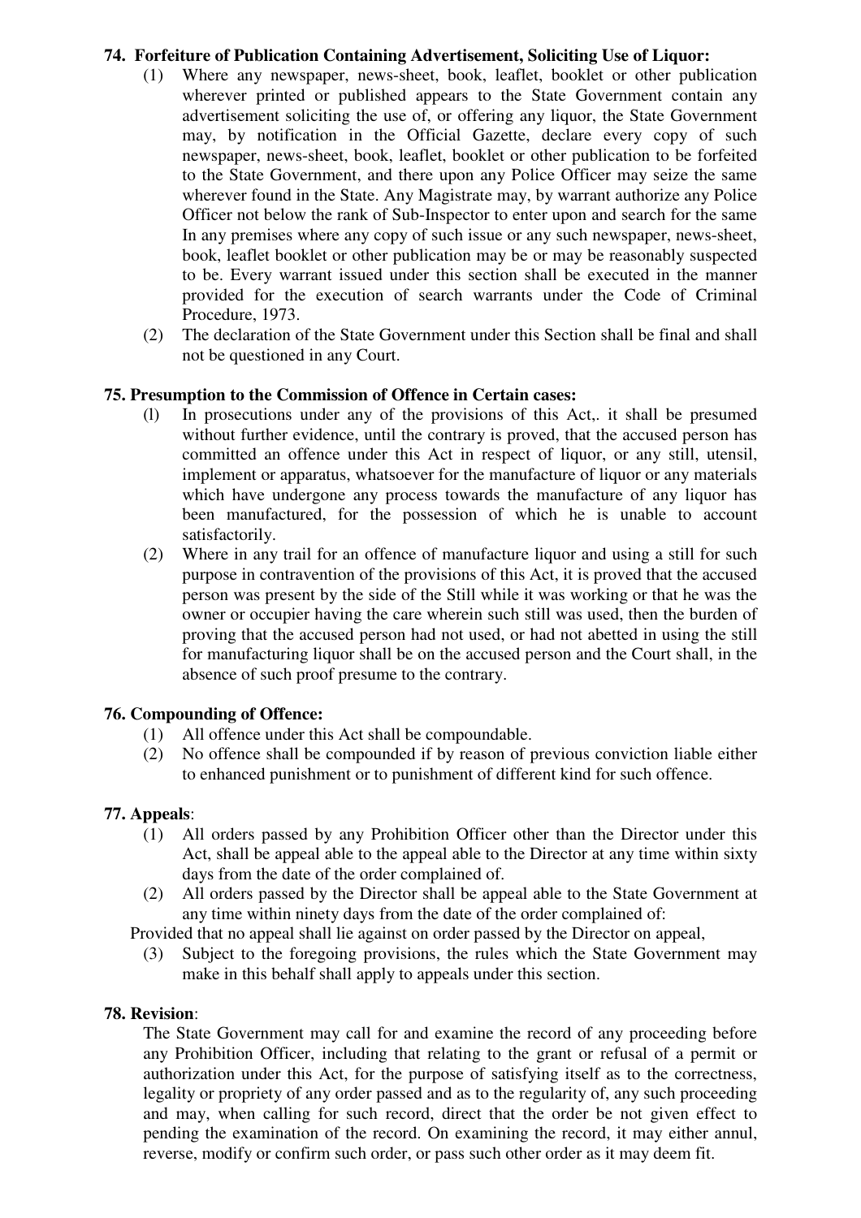**74. Forfeiture of Publication Containing Advertisement, Soliciting Use of Liquor:**

(1) Where any newspaper, news-sheet, book, leaflet, booklet or other publication wherever printed or published appears to the State Government contain any advertisement soliciting the use of, or offering any liquor, the State Government may, by notification in the Official Gazette, declare every copy of such newspaper, news-sheet, book, leaflet, booklet or other publication to be forfeited to the State Government, and there upon any Police Officer may seize the same wherever found in the State. Any Magistrate may, by warrant authorize any Police Officer not below the rank of Sub-Inspector to enter upon and search for the same In any premises where any copy of such issue or any such newspaper, news-sheet, book, leaflet booklet or other publication may be or may be reasonably suspected to be. Every warrant issued under this section shall be executed in the manner provided for the execution of search warrants under the Code of Criminal Procedure, 1973.

(2) The declaration of the State Government under this Section shall be final and shall not be questioned in any Court.

**75. Presumption to the Commission of Offence in Certain cases:**

(l) In prosecutions under any of the provisions of this Act,. it shall be presumed without further evidence, until the contrary is proved, that the accused person has committed an offence under this Act in respect of liquor, or any still, utensil, implement or apparatus, whatsoever for the manufacture of liquor or any materials which have undergone any process towards the manufacture of any liquor has been manufactured, for the possession of which he is unable to account satisfactorily.

(2) Where in any trail for an offence of manufacture liquor and using a still for such purpose in contravention of the provisions of this Act, it is proved that the accused person was present by the side of the Still while it was working or that he was the owner or occupier having the care wherein such still was used, then the burden of proving that the accused person had not used, or had not abetted in using the still for manufacturing liquor shall be on the accused person and the Court shall, in the absence of such proof presume to the contrary.

**76. Compounding of Offence:**

(1) All offence under this Act shall be compoundable.

(2) No offence shall be compounded if by reason of previous conviction liable either to enhanced punishment or to punishment of different kind for such offence.

**77. Appeals**:

(1) All orders passed by any Prohibition Officer other than the Director under this Act, shall be appeal able to the appeal able to the Director at any time within sixty days from the date of the order complained of.

(2) All orders passed by the Director shall be appeal able to the State Government at any time within ninety days from the date of the order complained of:

Provided that no appeal shall lie against on order passed by the Director on appeal,

(3) Subject to the foregoing provisions, the rules which the State Government may make in this behalf shall apply to appeals under this section.

**78. Revision**:

The State Government may call for and examine the record of any proceeding before any Prohibition Officer, including that relating to the grant or refusal of a permit or authorization under this Act, for the purpose of satisfying itself as to the correctness, legality or propriety of any order passed and as to the regularity of, any such proceeding and may, when calling for such record, direct that the order be not given effect to pending the examination of the record. On examining the record, it may either annul, reverse, modify or confirm such order, or pass such other order as it may deem fit.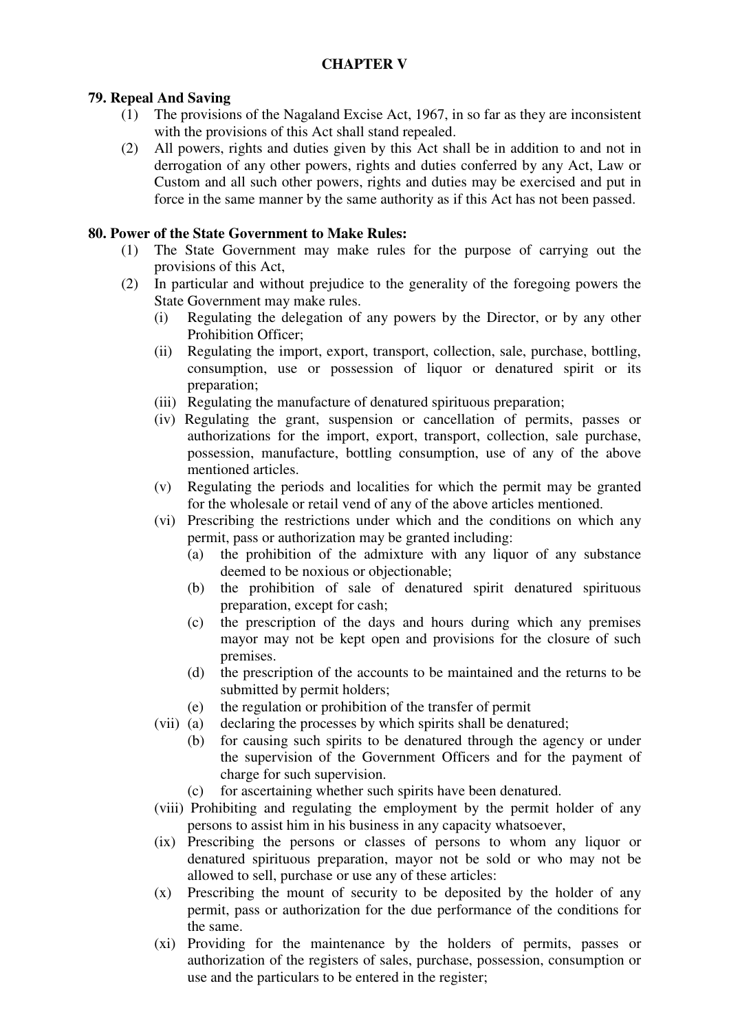## CHAPTER V

### 79. Repeal And Saving

(1) The provisions of the Nagaland Excise Act, 1967, in so far as they are inconsistent with the provisions of this Act shall stand repealed.

(2) All powers, rights and duties given by this Act shall be in addition to and not in derrogation of any other powers, rights and duties conferred by any Act, Law or Custom and all such other powers, rights and duties may be exercised and put in force in the same manner by the same authority as if this Act has not been passed.

### 80. Power of the State Government to Make Rules:

(1) The State Government may make rules for the purpose of carrying out the provisions of this Act,

(2) In particular and without prejudice to the generality of the foregoing powers the State Government may make rules.

(i) Regulating the delegation of any powers by the Director, or by any other Prohibition Officer;

(ii) Regulating the import, export, transport, collection, sale, purchase, bottling, consumption, use or possession of liquor or denatured spirit or its preparation;

(iii) Regulating the manufacture of denatured spirituous preparation;

(iv) Regulating the grant, suspension or cancellation of permits, passes or authorizations for the import, export, transport, collection, sale purchase, possession, manufacture, bottling consumption, use of any of the above mentioned articles.

(v) Regulating the periods and localities for which the permit may be granted for the wholesale or retail vend of any of the above articles mentioned.

(vi) Prescribing the restrictions under which and the conditions on which any permit, pass or authorization may be granted including:

(a) the prohibition of the admixture with any liquor of any substance deemed to be noxious or objectionable;

(b) the prohibition of sale of denatured spirit denatured spirituous preparation, except for cash;

(c) the prescription of the days and hours during which any premises mayor may not be kept open and provisions for the closure of such premises.

(d) the prescription of the accounts to be maintained and the returns to be submitted by permit holders;

(e) the regulation or prohibition of the transfer of permit

(vii) (a) declaring the processes by which spirits shall be denatured;

(b) for causing such spirits to be denatured through the agency or under the supervision of the Government Officers and for the payment of charge for such supervision.

(c) for ascertaining whether such spirits have been denatured.

(viii) Prohibiting and regulating the employment by the permit holder of any persons to assist him in his business in any capacity whatsoever,

(ix) Prescribing the persons or classes of persons to whom any liquor or denatured spirituous preparation, mayor not be sold or who may not be allowed to sell, purchase or use any of these articles:

(x) Prescribing the mount of security to be deposited by the holder of any permit, pass or authorization for the due performance of the conditions for the same.

(xi) Providing for the maintenance by the holders of permits, passes or authorization of the registers of sales, purchase, possession, consumption or use and the particulars to be entered in the register;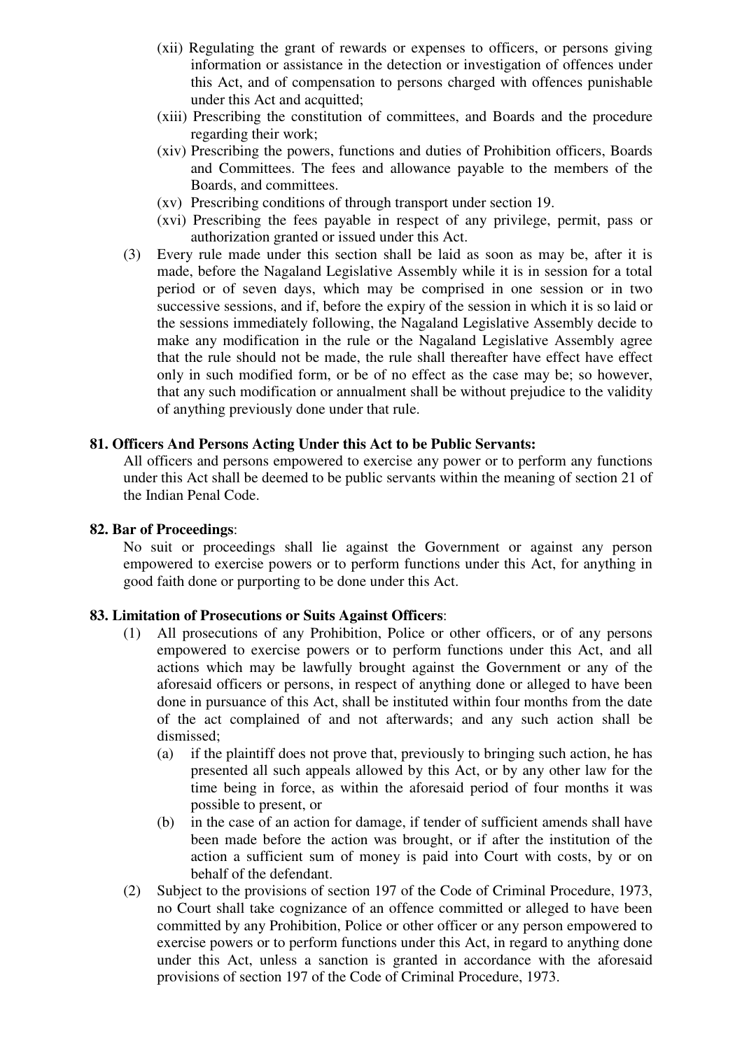(xii) Regulating the grant of rewards or expenses to officers, or persons giving information or assistance in the detection or investigation of offences under this Act, and of compensation to persons charged with offences punishable under this Act and acquitted;

(xiii) Prescribing the constitution of committees, and Boards and the procedure regarding their work;

(xiv) Prescribing the powers, functions and duties of Prohibition officers, Boards and Committees. The fees and allowance payable to the members of the Boards, and committees.

(xv) Prescribing conditions of through transport under section 19.

(xvi) Prescribing the fees payable in respect of any privilege, permit, pass or authorization granted or issued under this Act.

(3) Every rule made under this section shall be laid as soon as may be, after it is made, before the Nagaland Legislative Assembly while it is in session for a total period or of seven days, which may be comprised in one session or in two successive sessions, and if, before the expiry of the session in which it is so laid or the sessions immediately following, the Nagaland Legislative Assembly decide to make any modification in the rule or the Nagaland Legislative Assembly agree that the rule should not be made, the rule shall thereafter have effect have effect only in such modified form, or be of no effect as the case may be; so however, that any such modification or annualment shall be without prejudice to the validity of anything previously done under that rule.

**81. Officers And Persons Acting Under this Act to be Public Servants:**

All officers and persons empowered to exercise any power or to perform any functions under this Act shall be deemed to be public servants within the meaning of section 21 of the Indian Penal Code.

**82. Bar of Proceedings**:

No suit or proceedings shall lie against the Government or against any person empowered to exercise powers or to perform functions under this Act, for anything in good faith done or purporting to be done under this Act.

**83. Limitation of Prosecutions or Suits Against Officers**:

(1) All prosecutions of any Prohibition, Police or other officers, or of any persons empowered to exercise powers or to perform functions under this Act, and all actions which may be lawfully brought against the Government or any of the aforesaid officers or persons, in respect of anything done or alleged to have been done in pursuance of this Act, shall be instituted within four months from the date of the act complained of and not afterwards; and any such action shall be dismissed;

(a) if the plaintiff does not prove that, previously to bringing such action, he has presented all such appeals allowed by this Act, or by any other law for the time being in force, as within the aforesaid period of four months it was possible to present, or

(b) in the case of an action for damage, if tender of sufficient amends shall have been made before the action was brought, or if after the institution of the action a sufficient sum of money is paid into Court with costs, by or on behalf of the defendant.

(2) Subject to the provisions of section 197 of the Code of Criminal Procedure, 1973, no Court shall take cognizance of an offence committed or alleged to have been committed by any Prohibition, Police or other officer or any person empowered to exercise powers or to perform functions under this Act, in regard to anything done under this Act, unless a sanction is granted in accordance with the aforesaid provisions of section 197 of the Code of Criminal Procedure, 1973.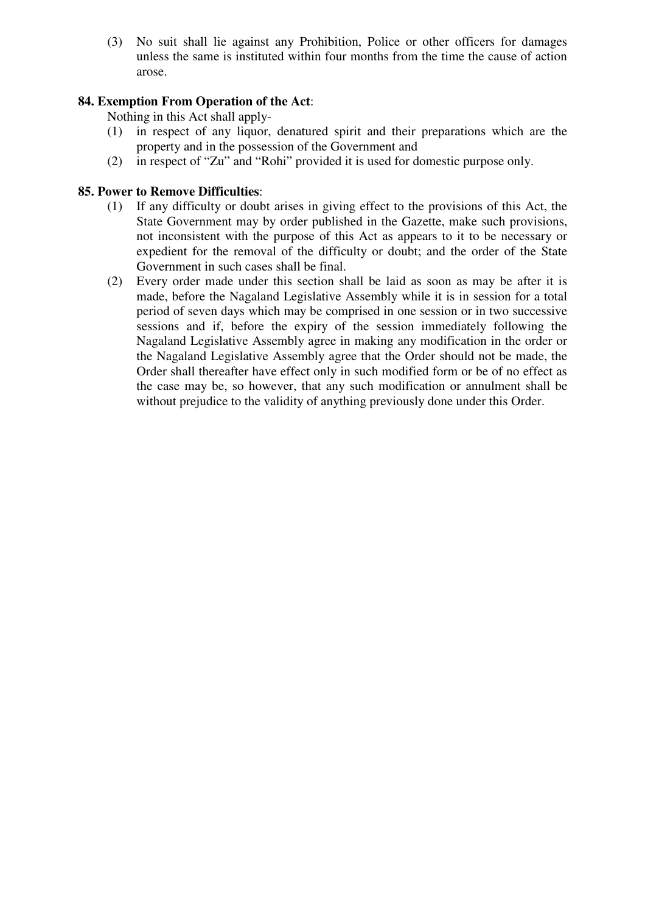(3) No suit shall lie against any Prohibition, Police or other officers for damages unless the same is instituted within four months from the time the cause of action arose.

**84. Exemption From Operation of the Act**:

Nothing in this Act shall apply-

(1) in respect of any liquor, denatured spirit and their preparations which are the property and in the possession of the Government and

(2) in respect of "Zu" and "Rohi" provided it is used for domestic purpose only.

**85. Power to Remove Difficulties**:

(1) If any difficulty or doubt arises in giving effect to the provisions of this Act, the State Government may by order published in the Gazette, make such provisions, not inconsistent with the purpose of this Act as appears to it to be necessary or expedient for the removal of the difficulty or doubt; and the order of the State Government in such cases shall be final.

(2) Every order made under this section shall be laid as soon as may be after it is made, before the Nagaland Legislative Assembly while it is in session for a total period of seven days which may be comprised in one session or in two successive sessions and if, before the expiry of the session immediately following the Nagaland Legislative Assembly agree in making any modification in the order or the Nagaland Legislative Assembly agree that the Order should not be made, the Order shall thereafter have effect only in such modified form or be of no effect as the case may be, so however, that any such modification or annulment shall be without prejudice to the validity of anything previously done under this Order.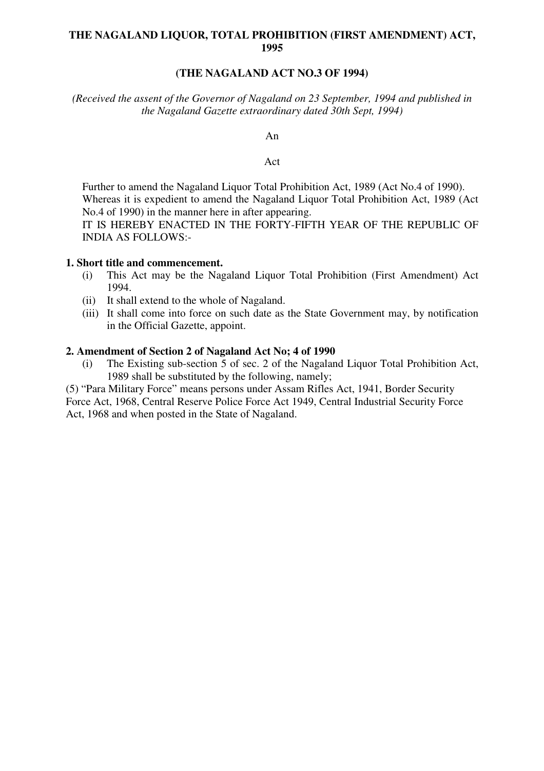# THE NAGALAND LIQUOR, TOTAL PROHIBITION (FIRST AMENDMENT) ACT, 1995

## (THE NAGALAND ACT NO.3 OF 1994)

*(Received the assent of the Governor of Nagaland on 23 September, 1994 and published in the Nagaland Gazette extraordinary dated 30th Sept, 1994)*

An

Act

Further to amend the Nagaland Liquor Total Prohibition Act, 1989 (Act No.4 of 1990).

Whereas it is expedient to amend the Nagaland Liquor Total Prohibition Act, 1989 (Act No.4 of 1990) in the manner here in after appearing.

IT IS HEREBY ENACTED IN THE FORTY-FIFTH YEAR OF THE REPUBLIC OF INDIA AS FOLLOWS:-

**1. Short title and commencement.**

(i) This Act may be the Nagaland Liquor Total Prohibition (First Amendment) Act 1994.

(ii) It shall extend to the whole of Nagaland.

(iii) It shall come into force on such date as the State Government may, by notification in the Official Gazette, appoint.

**2. Amendment of Section 2 of Nagaland Act No; 4 of 1990**

(i) The Existing sub-section 5 of sec. 2 of the Nagaland Liquor Total Prohibition Act, 1989 shall be substituted by the following, namely;

(5) "Para Military Force" means persons under Assam Rifles Act, 1941, Border Security Force Act, 1968, Central Reserve Police Force Act 1949, Central Industrial Security Force Act, 1968 and when posted in the State of Nagaland.